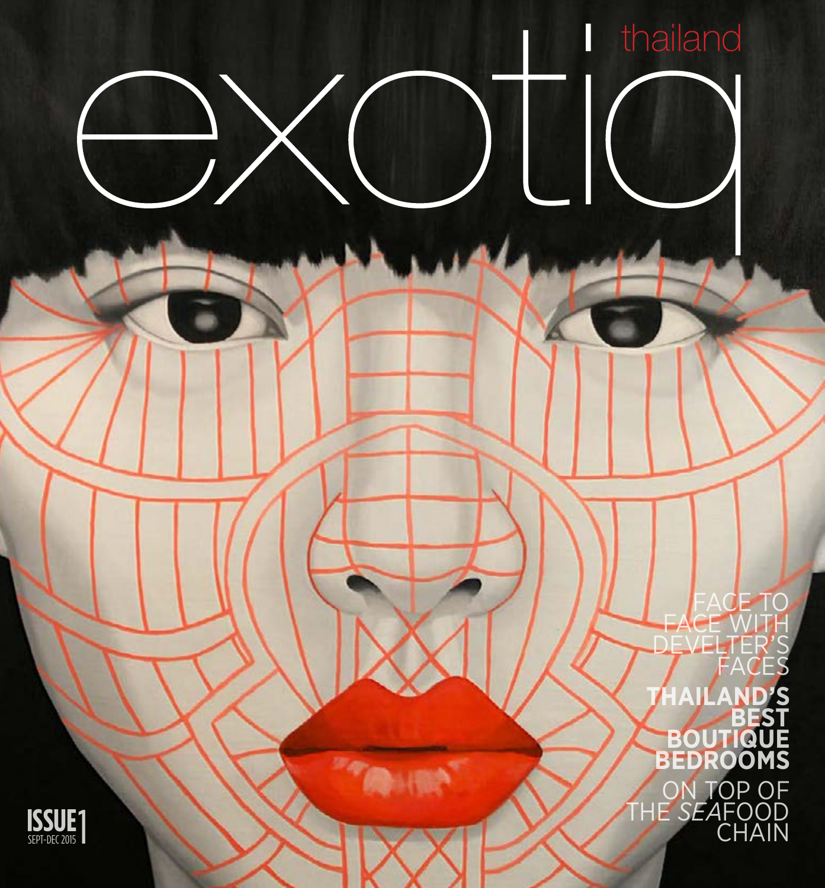# exotiq

thailand

FACE TO FACE WITH DEVELTER'S FACES

**THAILAND'S BEST BOUTIQUE BEDROOMS**

ON TOP OF THE *SEA*FOOD CHAIN

ISSUE 1
SEPT-DEC 2015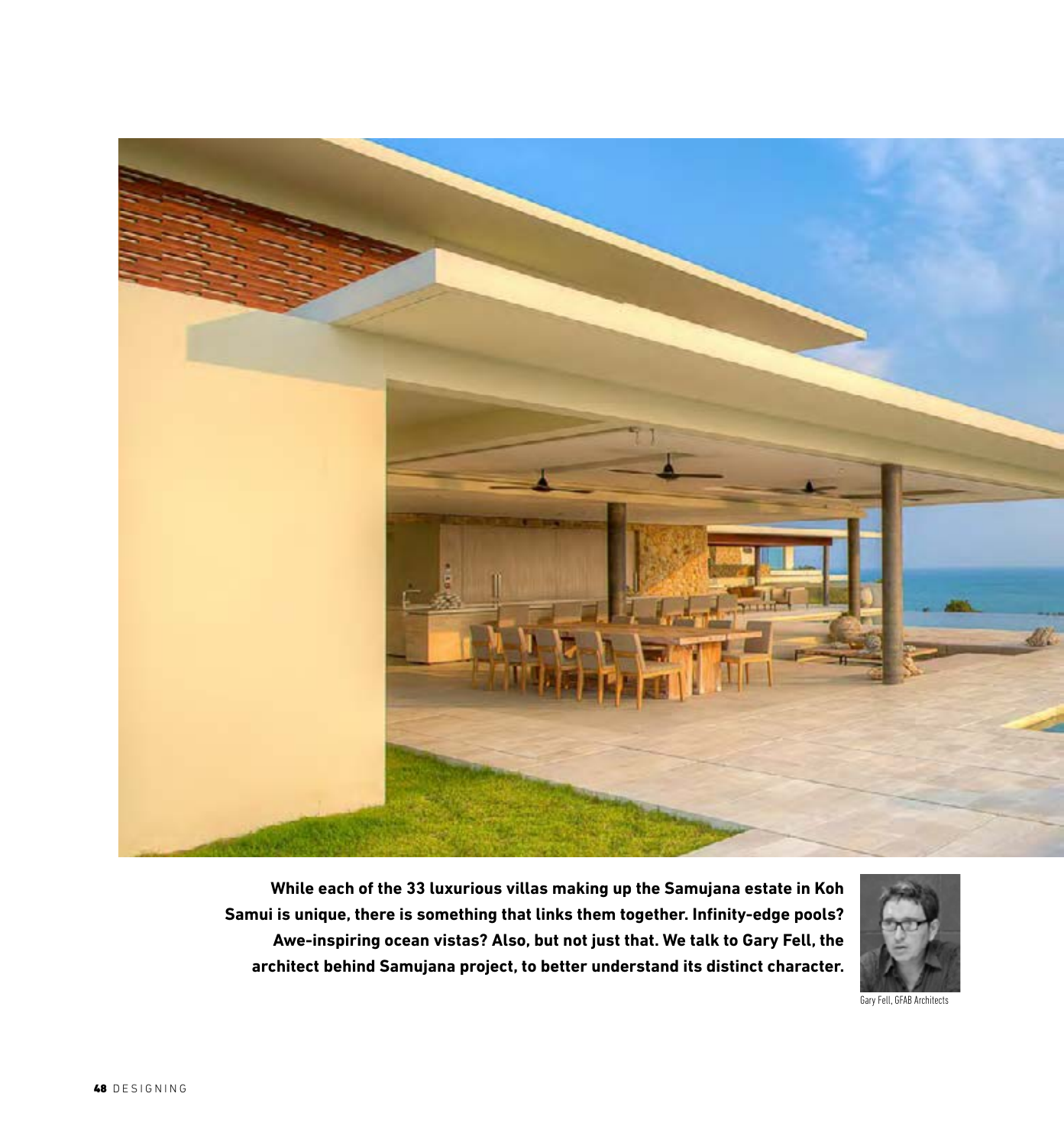**While each of the 33 luxurious villas making up the Samujana estate in Koh Samui is unique, there is something that links them together. Infinity-edge pools? Awe-inspiring ocean vistas? Also, but not just that. We talk to Gary Fell, the architect behind Samujana project, to better understand its distinct character.**

Gary Fell, GFAB Architects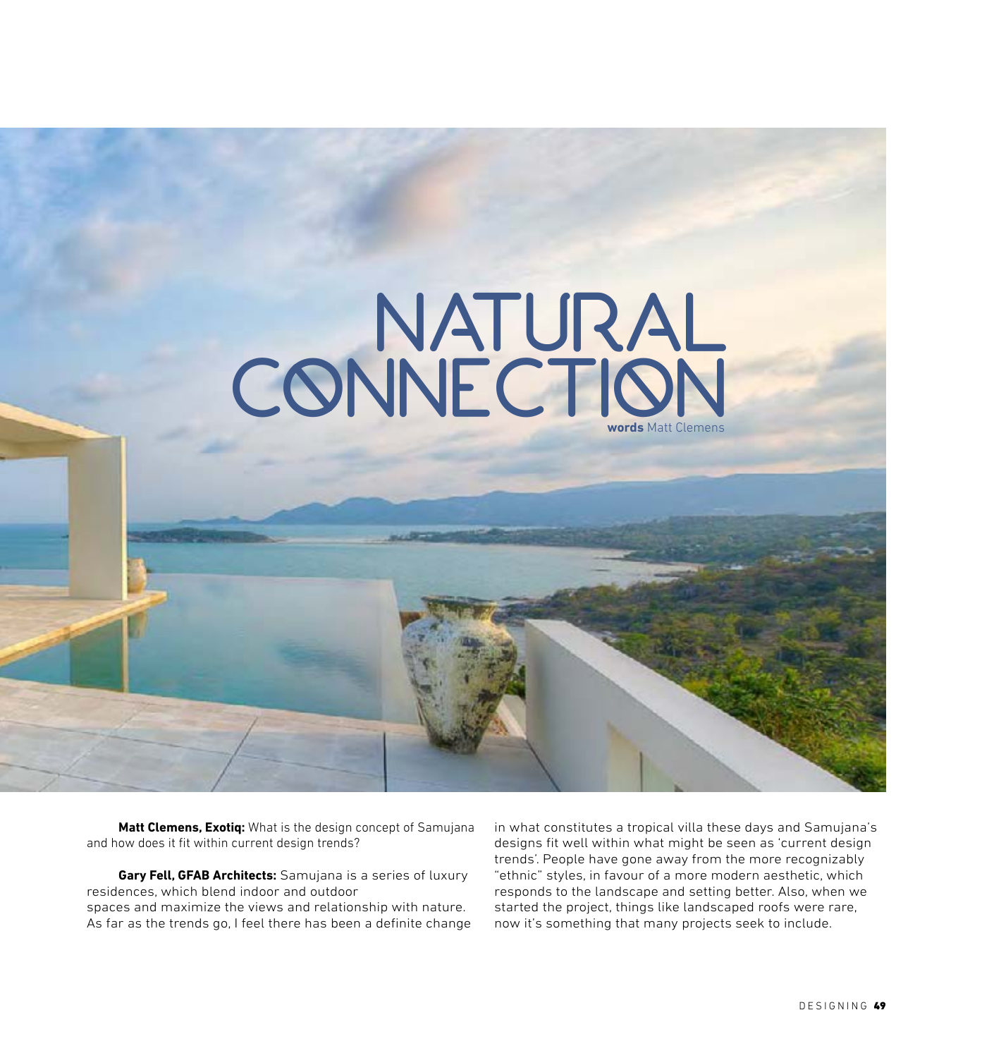# NATURAL CONNECTION

**words** Matt Clemens

**Matt Clemens, Exotiq:** What is the design concept of Samujana and how does it fit within current design trends?

**Gary Fell, GFAB Architects:** Samujana is a series of luxury residences, which blend indoor and outdoor spaces and maximize the views and relationship with nature. As far as the trends go, I feel there has been a definite change in what constitutes a tropical villa these days and Samujana's designs fit well within what might be seen as 'current design trends'. People have gone away from the more recognizably "ethnic" styles, in favour of a more modern aesthetic, which responds to the landscape and setting better. Also, when we started the project, things like landscaped roofs were rare, now it's something that many projects seek to include.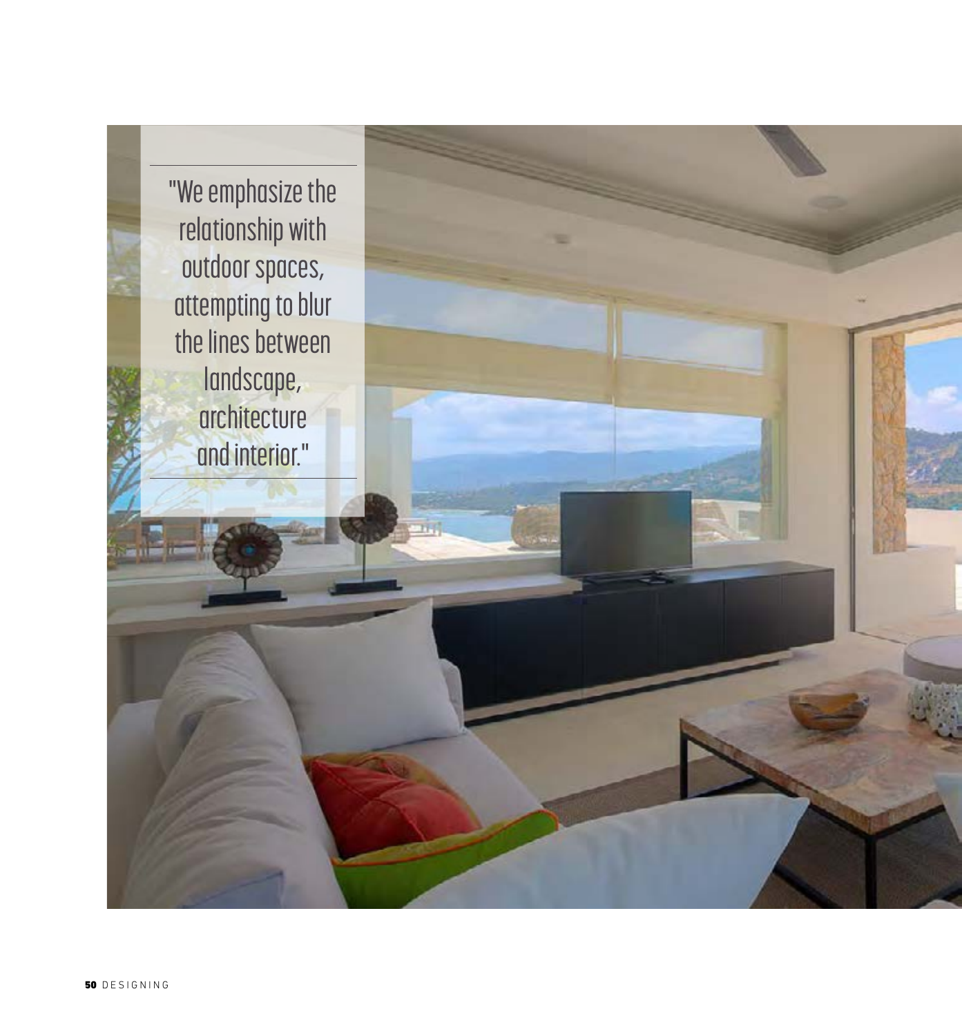"We emphasize the relationship with outdoor spaces, attempting to blur the lines between landscape, architecture and interior."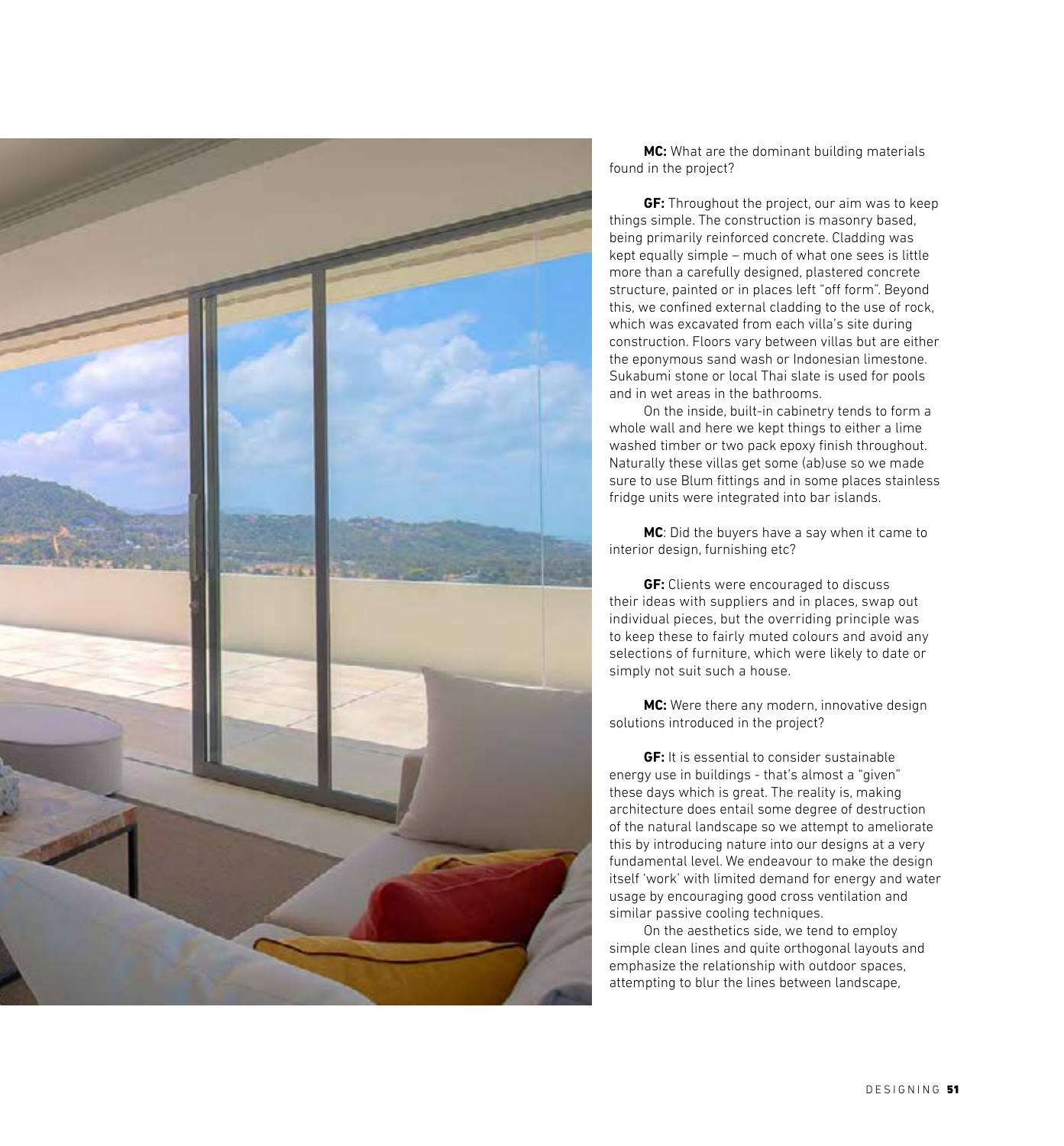**MC:** What are the dominant building materials found in the project?

**GF:** Throughout the project, our aim was to keep things simple. The construction is masonry based, being primarily reinforced concrete. Cladding was kept equally simple – much of what one sees is little more than a carefully designed, plastered concrete structure, painted or in places left "off form". Beyond this, we confined external cladding to the use of rock, which was excavated from each villa's site during construction. Floors vary between villas but are either the eponymous sand wash or Indonesian limestone. Sukabumi stone or local Thai slate is used for pools and in wet areas in the bathrooms.

On the inside, built-in cabinetry tends to form a whole wall and here we kept things to either a lime washed timber or two pack epoxy finish throughout. Naturally these villas get some (ab)use so we made sure to use Blum fittings and in some places stainless fridge units were integrated into bar islands.

**MC**: Did the buyers have a say when it came to interior design, furnishing etc?

**GF:** Clients were encouraged to discuss their ideas with suppliers and in places, swap out individual pieces, but the overriding principle was to keep these to fairly muted colours and avoid any selections of furniture, which were likely to date or simply not suit such a house.

**MC:** Were there any modern, innovative design solutions introduced in the project?

**GF:** It is essential to consider sustainable energy use in buildings - that's almost a "given" these days which is great. The reality is, making architecture does entail some degree of destruction of the natural landscape so we attempt to ameliorate this by introducing nature into our designs at a very fundamental level. We endeavour to make the design itself 'work' with limited demand for energy and water usage by encouraging good cross ventilation and similar passive cooling techniques.

On the aesthetics side, we tend to employ simple clean lines and quite orthogonal layouts and emphasize the relationship with outdoor spaces, attempting to blur the lines between landscape,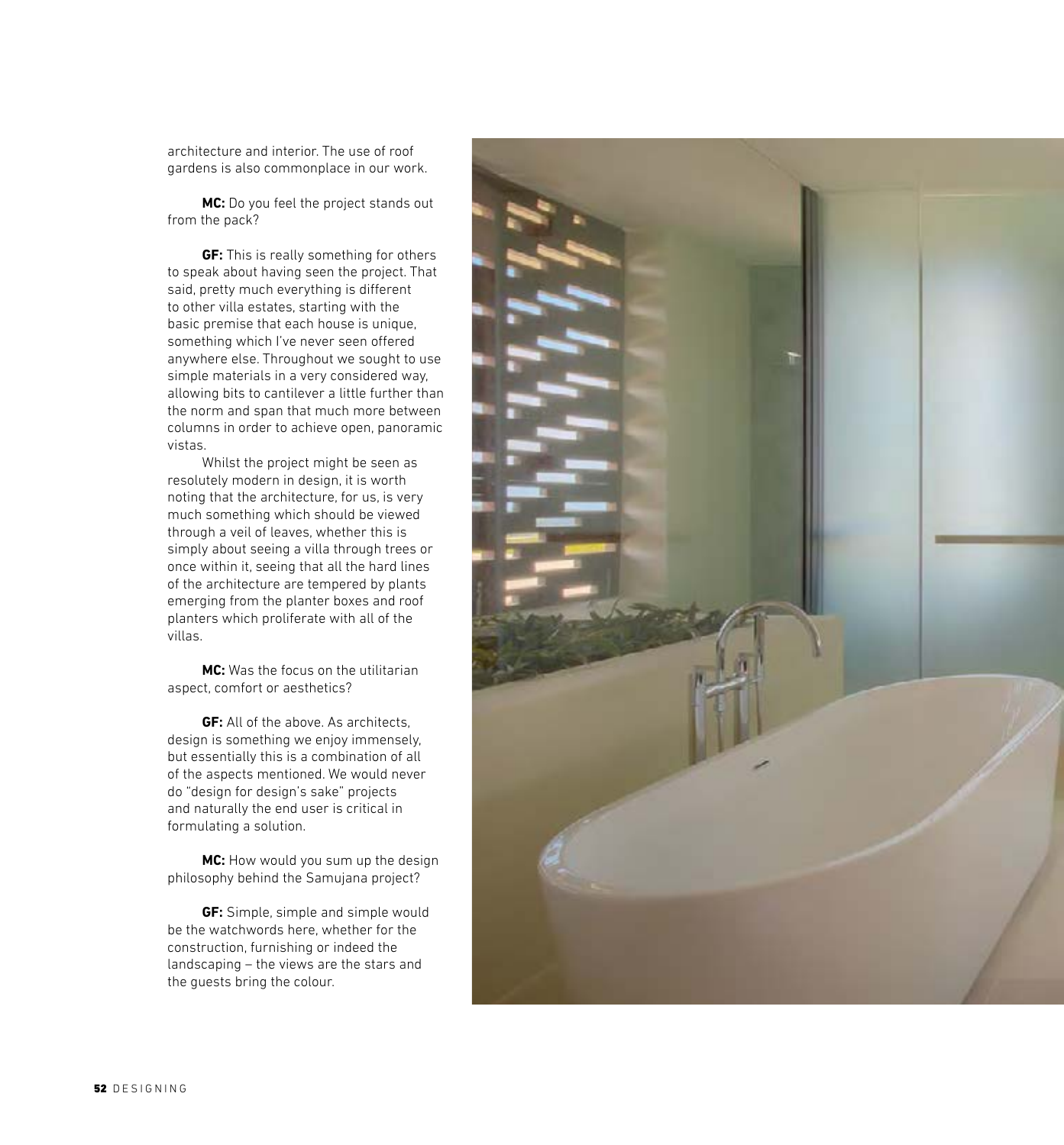architecture and interior. The use of roof gardens is also commonplace in our work.

**MC:** Do you feel the project stands out from the pack?

**GF:** This is really something for others to speak about having seen the project. That said, pretty much everything is different to other villa estates, starting with the basic premise that each house is unique, something which I've never seen offered anywhere else. Throughout we sought to use simple materials in a very considered way, allowing bits to cantilever a little further than the norm and span that much more between columns in order to achieve open, panoramic vistas.

Whilst the project might be seen as resolutely modern in design, it is worth noting that the architecture, for us, is very much something which should be viewed through a veil of leaves, whether this is simply about seeing a villa through trees or once within it, seeing that all the hard lines of the architecture are tempered by plants emerging from the planter boxes and roof planters which proliferate with all of the villas.

**MC:** Was the focus on the utilitarian aspect, comfort or aesthetics?

**GF:** All of the above. As architects, design is something we enjoy immensely, but essentially this is a combination of all of the aspects mentioned. We would never do "design for design's sake" projects and naturally the end user is critical in formulating a solution.

**MC:** How would you sum up the design philosophy behind the Samujana project?

**GF:** Simple, simple and simple would be the watchwords here, whether for the construction, furnishing or indeed the landscaping – the views are the stars and the guests bring the colour.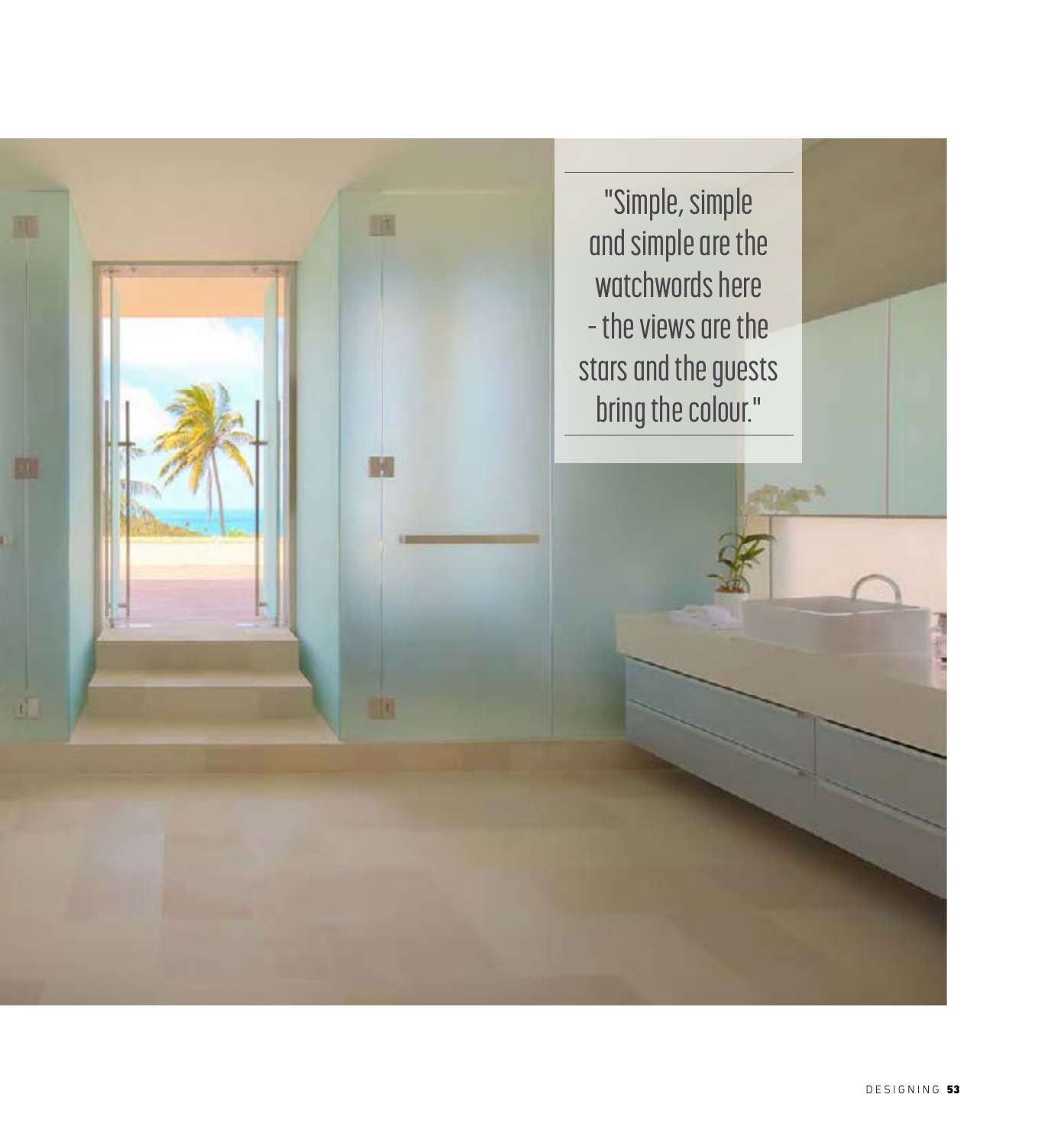"Simple, simple and simple are the watchwords here - the views are the stars and the guests bring the colour."